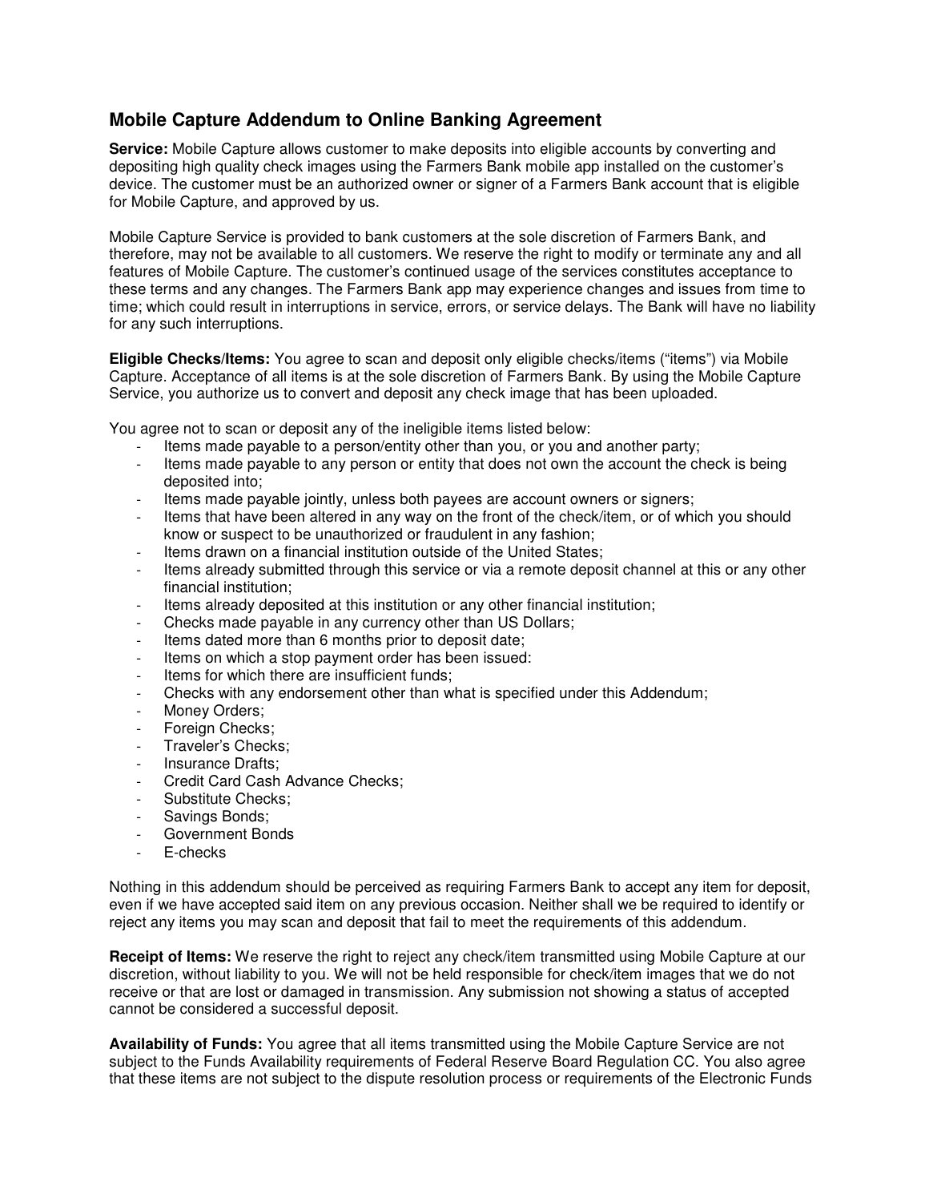## Mobile Capture Addendum to Online Banking Agreement

**Service:** Mobile Capture allows customer to make deposits into eligible accounts by converting and depositing high quality check images using the Farmers Bank mobile app installed on the customer's device. The customer must be an authorized owner or signer of a Farmers Bank account that is eligible for Mobile Capture, and approved by us.

Mobile Capture Service is provided to bank customers at the sole discretion of Farmers Bank, and therefore, may not be available to all customers. We reserve the right to modify or terminate any and all features of Mobile Capture. The customer's continued usage of the services constitutes acceptance to these terms and any changes. The Farmers Bank app may experience changes and issues from time to time; which could result in interruptions in service, errors, or service delays. The Bank will have no liability for any such interruptions.

**Eligible Checks/Items:** You agree to scan and deposit only eligible checks/items ("items") via Mobile Capture. Acceptance of all items is at the sole discretion of Farmers Bank. By using the Mobile Capture Service, you authorize us to convert and deposit any check image that has been uploaded.

You agree not to scan or deposit any of the ineligible items listed below:

- Items made payable to a person/entity other than you, or you and another party;
- Items made payable to any person or entity that does not own the account the check is being deposited into;
- Items made payable jointly, unless both payees are account owners or signers;
- Items that have been altered in any way on the front of the check/item, or of which you should know or suspect to be unauthorized or fraudulent in any fashion;
- Items drawn on a financial institution outside of the United States;
- Items already submitted through this service or via a remote deposit channel at this or any other financial institution;
- Items already deposited at this institution or any other financial institution;
- Checks made payable in any currency other than US Dollars;
- Items dated more than 6 months prior to deposit date;
- Items on which a stop payment order has been issued:
- Items for which there are insufficient funds;
- Checks with any endorsement other than what is specified under this Addendum;
- Money Orders;
- Foreign Checks;
- Traveler's Checks;
- Insurance Drafts;
- Credit Card Cash Advance Checks;
- Substitute Checks;
- Savings Bonds;
- Government Bonds
- E-checks

Nothing in this addendum should be perceived as requiring Farmers Bank to accept any item for deposit, even if we have accepted said item on any previous occasion. Neither shall we be required to identify or reject any items you may scan and deposit that fail to meet the requirements of this addendum.

**Receipt of Items:** We reserve the right to reject any check/item transmitted using Mobile Capture at our discretion, without liability to you. We will not be held responsible for check/item images that we do not receive or that are lost or damaged in transmission. Any submission not showing a status of accepted cannot be considered a successful deposit.

**Availability of Funds:** You agree that all items transmitted using the Mobile Capture Service are not subject to the Funds Availability requirements of Federal Reserve Board Regulation CC. You also agree that these items are not subject to the dispute resolution process or requirements of the Electronic Funds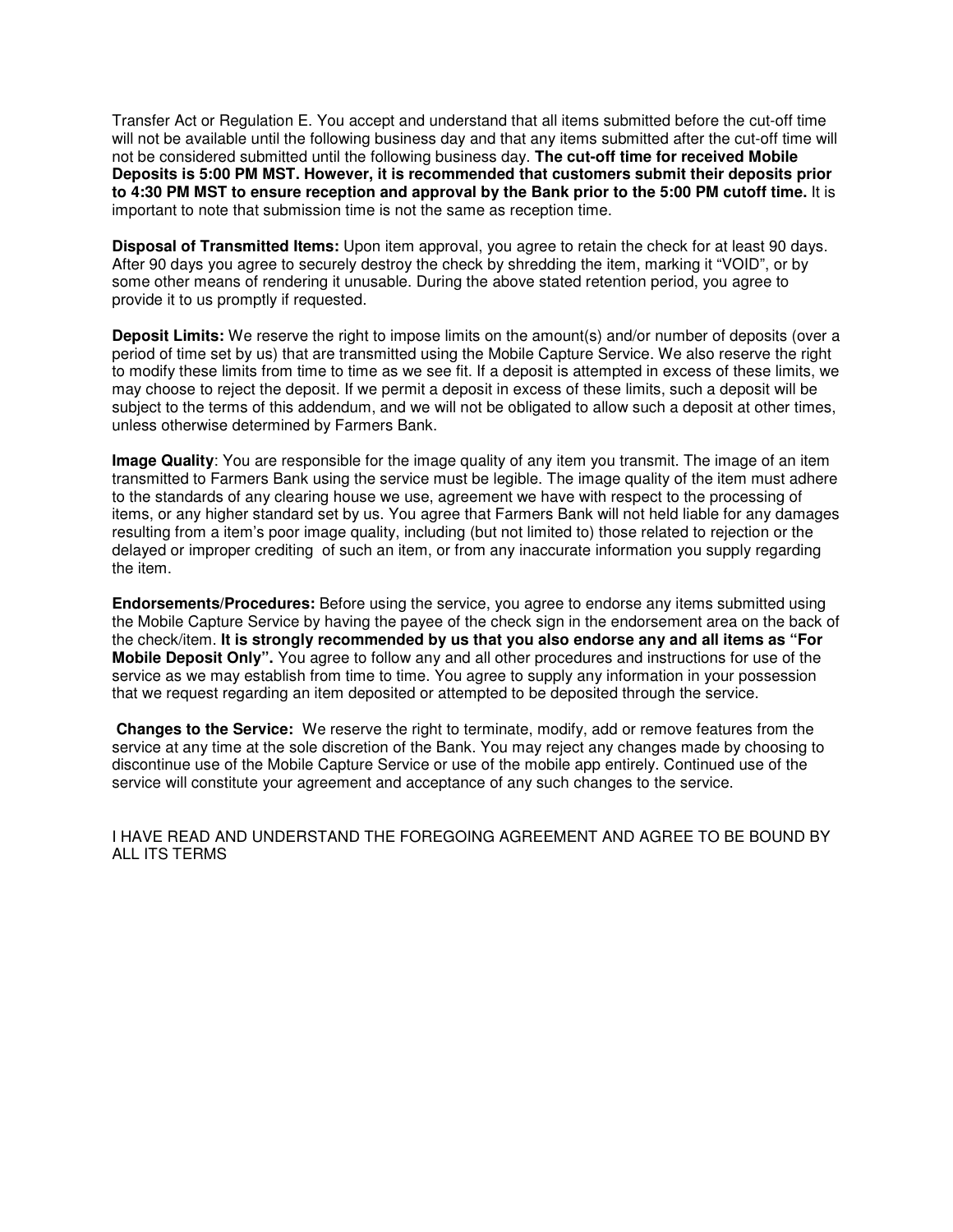Transfer Act or Regulation E. You accept and understand that all items submitted before the cut-off time will not be available until the following business day and that any items submitted after the cut-off time will not be considered submitted until the following business day. **The cut-off time for received Mobile Deposits is 5:00 PM MST. However, it is recommended that customers submit their deposits prior to 4:30 PM MST to ensure reception and approval by the Bank prior to the 5:00 PM cutoff time.** It is important to note that submission time is not the same as reception time.

**Disposal of Transmitted Items:** Upon item approval, you agree to retain the check for at least 90 days. After 90 days you agree to securely destroy the check by shredding the item, marking it "VOID", or by some other means of rendering it unusable. During the above stated retention period, you agree to provide it to us promptly if requested.

**Deposit Limits:** We reserve the right to impose limits on the amount(s) and/or number of deposits (over a period of time set by us) that are transmitted using the Mobile Capture Service. We also reserve the right to modify these limits from time to time as we see fit. If a deposit is attempted in excess of these limits, we may choose to reject the deposit. If we permit a deposit in excess of these limits, such a deposit will be subject to the terms of this addendum, and we will not be obligated to allow such a deposit at other times, unless otherwise determined by Farmers Bank.

**Image Quality**: You are responsible for the image quality of any item you transmit. The image of an item transmitted to Farmers Bank using the service must be legible. The image quality of the item must adhere to the standards of any clearing house we use, agreement we have with respect to the processing of items, or any higher standard set by us. You agree that Farmers Bank will not held liable for any damages resulting from a item's poor image quality, including (but not limited to) those related to rejection or the delayed or improper crediting of such an item, or from any inaccurate information you supply regarding the item.

**Endorsements/Procedures:** Before using the service, you agree to endorse any items submitted using the Mobile Capture Service by having the payee of the check sign in the endorsement area on the back of the check/item. **It is strongly recommended by us that you also endorse any and all items as "For Mobile Deposit Only".** You agree to follow any and all other procedures and instructions for use of the service as we may establish from time to time. You agree to supply any information in your possession that we request regarding an item deposited or attempted to be deposited through the service.

**Changes to the Service:** We reserve the right to terminate, modify, add or remove features from the service at any time at the sole discretion of the Bank. You may reject any changes made by choosing to discontinue use of the Mobile Capture Service or use of the mobile app entirely. Continued use of the service will constitute your agreement and acceptance of any such changes to the service.

I HAVE READ AND UNDERSTAND THE FOREGOING AGREEMENT AND AGREE TO BE BOUND BY ALL ITS TERMS